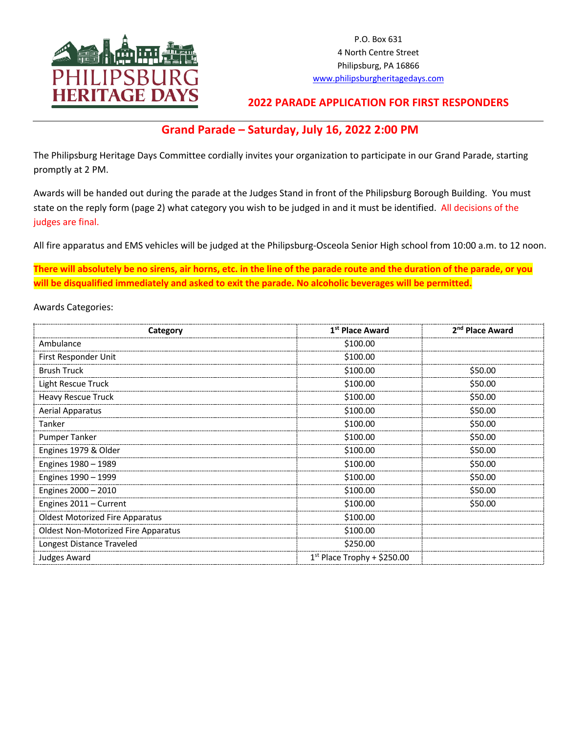PHILIPSBURG HERITAGE DAYS

P.O. Box 631
4 North Centre Street
Philipsburg, PA 16866
www.philipsburgheritagedays.com

## 2022 PARADE APPLICATION FOR FIRST RESPONDERS

## Grand Parade – Saturday, July 16, 2022 2:00 PM

The Philipsburg Heritage Days Committee cordially invites your organization to participate in our Grand Parade, starting promptly at 2 PM.

Awards will be handed out during the parade at the Judges Stand in front of the Philipsburg Borough Building. You must state on the reply form (page 2) what category you wish to be judged in and it must be identified. All decisions of the judges are final.

All fire apparatus and EMS vehicles will be judged at the Philipsburg-Osceola Senior High school from 10:00 a.m. to 12 noon.

**There will absolutely be no sirens, air horns, etc. in the line of the parade route and the duration of the parade, or you will be disqualified immediately and asked to exit the parade. No alcoholic beverages will be permitted.**

Awards Categories:

| Category | 1st Place Award | 2nd Place Award |
|---|---|---|
| Ambulance | $100.00 | |
| First Responder Unit | $100.00 | |
| Brush Truck | $100.00 | $50.00 |
| Light Rescue Truck | $100.00 | $50.00 |
| Heavy Rescue Truck | $100.00 | $50.00 |
| Aerial Apparatus | $100.00 | $50.00 |
| Tanker | $100.00 | $50.00 |
| Pumper Tanker | $100.00 | $50.00 |
| Engines 1979 & Older | $100.00 | $50.00 |
| Engines 1980 – 1989 | $100.00 | $50.00 |
| Engines 1990 – 1999 | $100.00 | $50.00 |
| Engines 2000 – 2010 | $100.00 | $50.00 |
| Engines 2011 – Current | $100.00 | $50.00 |
| Oldest Motorized Fire Apparatus | $100.00 | |
| Oldest Non-Motorized Fire Apparatus | $100.00 | |
| Longest Distance Traveled | $250.00 | |
| Judges Award | 1st Place Trophy + $250.00 | |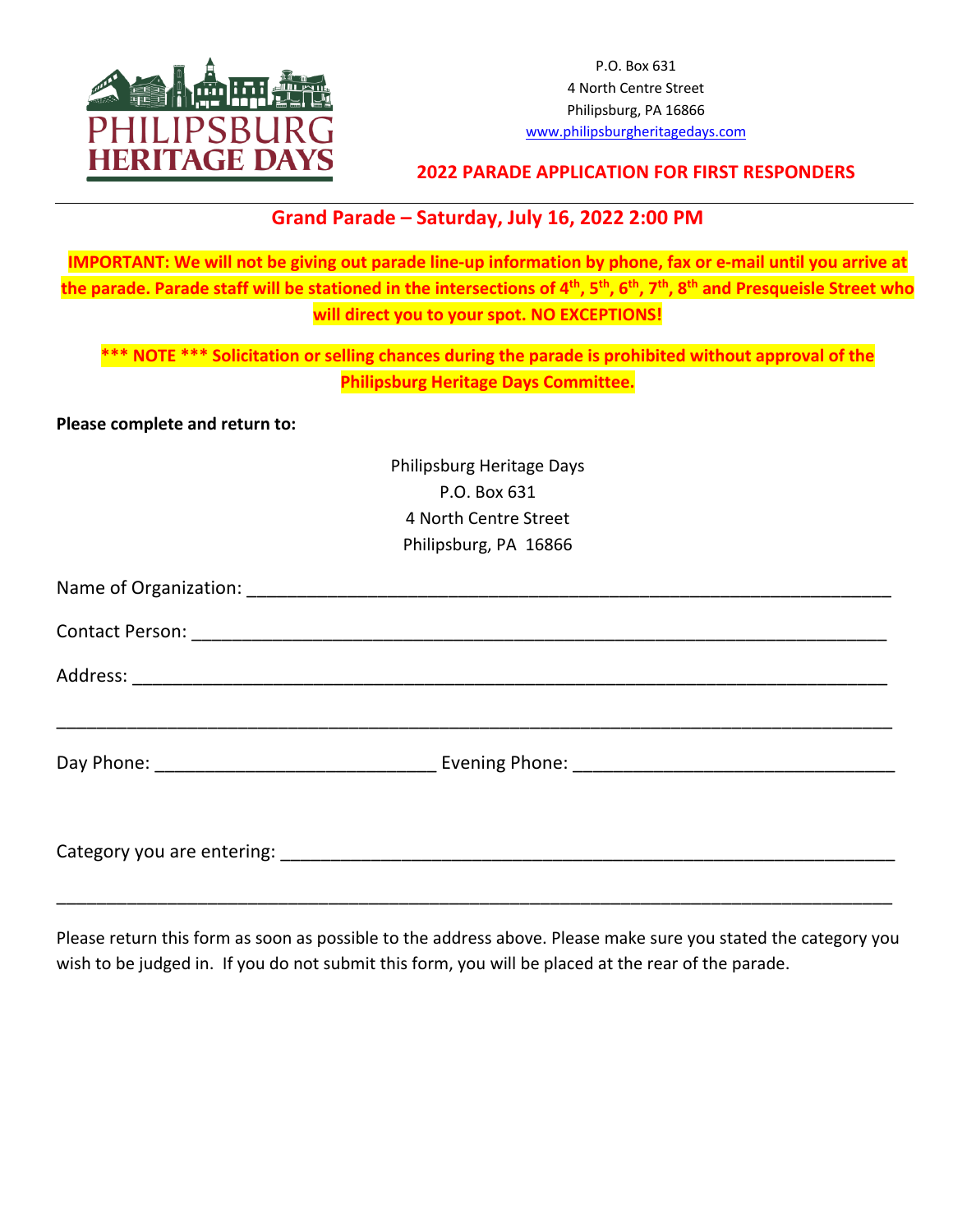PHILIPSBURG HERITAGE DAYS

P.O. Box 631
4 North Centre Street
Philipsburg, PA 16866
www.philipsburgheritagedays.com

## 2022 PARADE APPLICATION FOR FIRST RESPONDERS

## Grand Parade – Saturday, July 16, 2022 2:00 PM

**IMPORTANT: We will not be giving out parade line-up information by phone, fax or e-mail until you arrive at the parade. Parade staff will be stationed in the intersections of 4th, 5th, 6th, 7th, 8th and Presqueisle Street who will direct you to your spot. NO EXCEPTIONS!**

**\*\*\* NOTE \*\*\* Solicitation or selling chances during the parade is prohibited without approval of the Philipsburg Heritage Days Committee.**

**Please complete and return to:**

Philipsburg Heritage Days
P.O. Box 631
4 North Centre Street
Philipsburg, PA 16866

Name of Organization: ____________________________________________

Contact Person: ____________________________________________

Address: ____________________________________________

____________________________________________

Day Phone: ____________________ Evening Phone: ____________________

Category you are entering: ____________________________________________

____________________________________________

Please return this form as soon as possible to the address above. Please make sure you stated the category you wish to be judged in. If you do not submit this form, you will be placed at the rear of the parade.